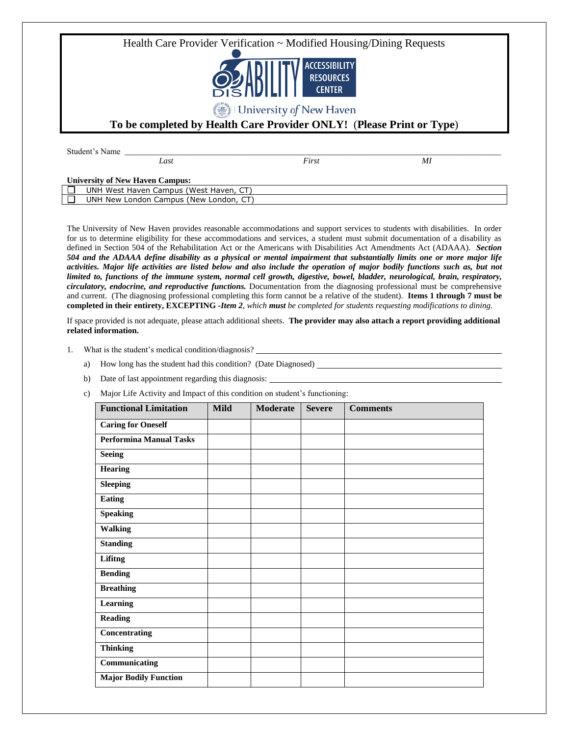# Health Care Provider Verification ~ Modified Housing/Dining Requests

DISABILITY ACCESSIBILITY RESOURCES CENTER

University of New Haven

**To be completed by Health Care Provider ONLY! (Please Print or Type)**

Student's Name ______________________________________________________________

*Last* *First* *MI*

**University of New Haven Campus:**

| | |
|---|---|
| ☐ | UNH West Haven Campus (West Haven, CT) |
| ☐ | UNH New London Campus (New London, CT) |

The University of New Haven provides reasonable accommodations and support services to students with disabilities. In order for us to determine eligibility for these accommodations and services, a student must submit documentation of a disability as defined in Section 504 of the Rehabilitation Act or the Americans with Disabilities Act Amendments Act (ADAAA). ***Section 504 and the ADAAA define disability as a physical or mental impairment that substantially limits one or more major life activities. Major life activities are listed below and also include the operation of major bodily functions such as, but not limited to, functions of the immune system, normal cell growth, digestive, bowel, bladder, neurological, brain, respiratory, circulatory, endocrine, and reproductive functions.*** Documentation from the diagnosing professional must be comprehensive and current. (The diagnosing professional completing this form cannot be a relative of the student). **Items 1 through 7 must be completed in their entirety, EXCEPTING -*Item 2***, *which **must** be completed for students requesting modifications to dining.*

If space provided is not adequate, please attach additional sheets. **The provider may also attach a report providing additional related information.**

1. What is the student's medical condition/diagnosis? ______________________________

   a) How long has the student had this condition? (Date Diagnosed) ______________________________

   b) Date of last appointment regarding this diagnosis: ______________________________

   c) Major Life Activity and Impact of this condition on student's functioning:

| Functional Limitation | Mild | Moderate | Severe | Comments |
|---|---|---|---|---|
| Caring for Oneself | | | | |
| Performina Manual Tasks | | | | |
| Seeing | | | | |
| Hearing | | | | |
| Sleeping | | | | |
| Eating | | | | |
| Speaking | | | | |
| Walking | | | | |
| Standing | | | | |
| Lifitng | | | | |
| Bending | | | | |
| Breathing | | | | |
| Learning | | | | |
| Reading | | | | |
| Concentrating | | | | |
| Thinking | | | | |
| Communicating | | | | |
| Major Bodily Function | | | | |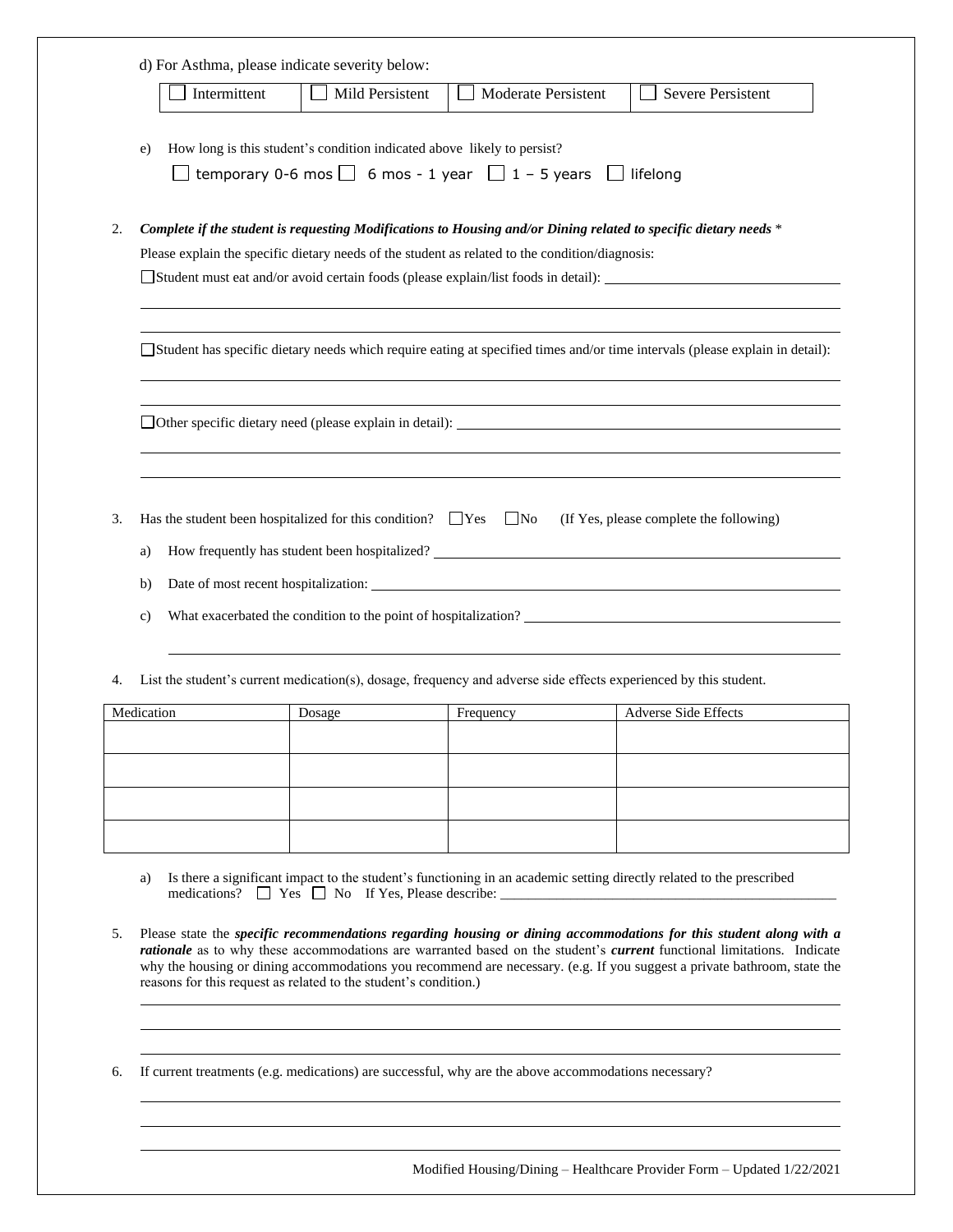d) For Asthma, please indicate severity below:

| ☐ Intermittent | ☐ Mild Persistent | ☐ Moderate Persistent | ☐ Severe Persistent |
|---|---|---|---|

e) How long is this student's condition indicated above likely to persist?

☐ temporary 0-6 mos ☐ 6 mos - 1 year ☐ 1 – 5 years ☐ lifelong

2. ***Complete if the student is requesting Modifications to Housing and/or Dining related to specific dietary needs*** *

Please explain the specific dietary needs of the student as related to the condition/diagnosis:

☐ Student must eat and/or avoid certain foods (please explain/list foods in detail): ____________________

____________________

____________________

☐ Student has specific dietary needs which require eating at specified times and/or time intervals (please explain in detail):

____________________

____________________

☐ Other specific dietary need (please explain in detail): ____________________

____________________

____________________

3. Has the student been hospitalized for this condition? ☐ Yes ☐ No (If Yes, please complete the following)

   a) How frequently has student been hospitalized? ____________________

   b) Date of most recent hospitalization: ____________________

   c) What exacerbated the condition to the point of hospitalization? ____________________

   ____________________

4. List the student's current medication(s), dosage, frequency and adverse side effects experienced by this student.

| Medication | Dosage | Frequency | Adverse Side Effects |
|---|---|---|---|
| | | | |
| | | | |
| | | | |
| | | | |

   a) Is there a significant impact to the student's functioning in an academic setting directly related to the prescribed medications? ☐ Yes ☐ No If Yes, Please describe: ____________________

5. Please state the ***specific recommendations regarding housing or dining accommodations for this student along with a rationale*** as to why these accommodations are warranted based on the student's ***current*** functional limitations. Indicate why the housing or dining accommodations you recommend are necessary. (e.g. If you suggest a private bathroom, state the reasons for this request as related to the student's condition.)

____________________

____________________

____________________

6. If current treatments (e.g. medications) are successful, why are the above accommodations necessary?

____________________

____________________

____________________

Modified Housing/Dining – Healthcare Provider Form – Updated 1/22/2021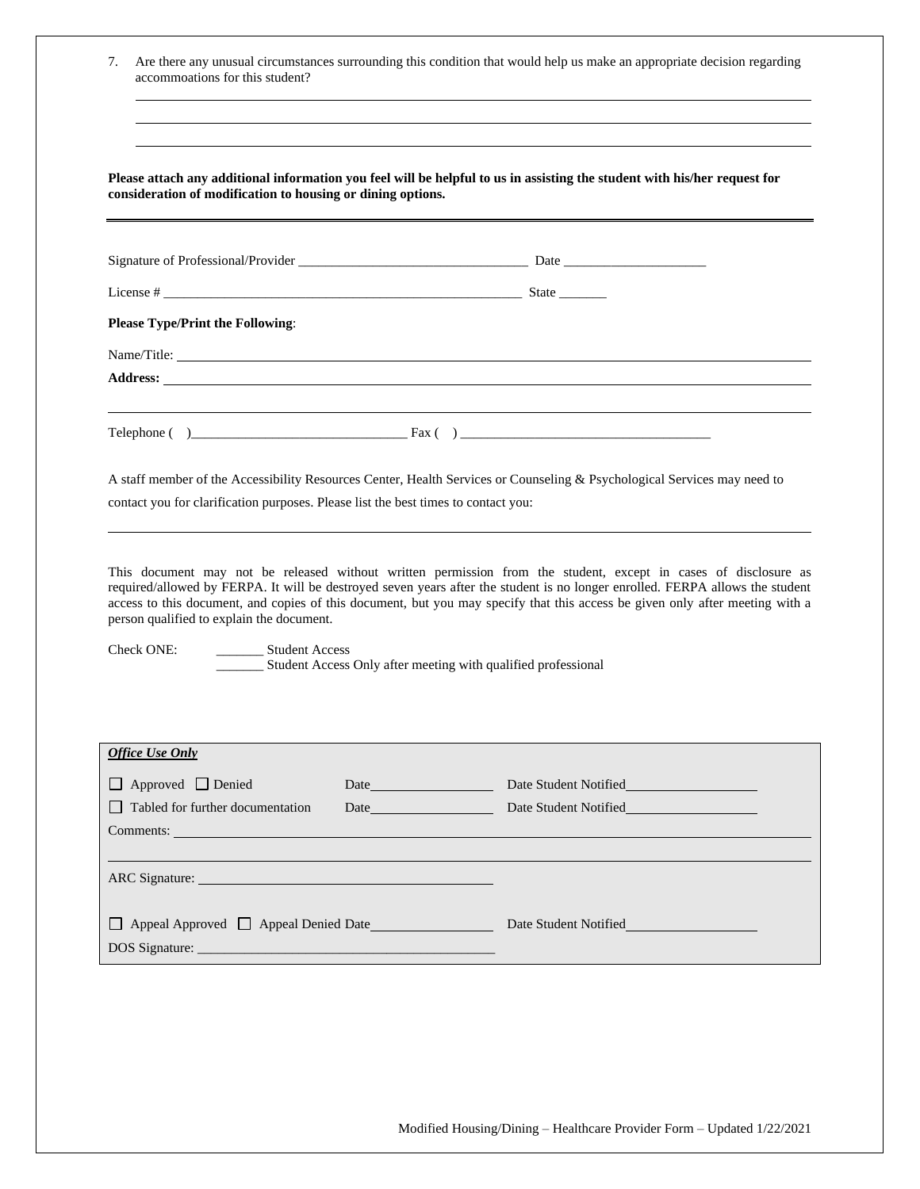7. Are there any unusual circumstances surrounding this condition that would help us make an appropriate decision regarding accommoations for this student?

______________________________________________________________________________

______________________________________________________________________________

______________________________________________________________________________

**Please attach any additional information you feel will be helpful to us in assisting the student with his/her request for consideration of modification to housing or dining options.**

---

Signature of Professional/Provider _________________________________ Date _____________________

License # _______________________________________________________ State _______

**Please Type/Print the Following**:

Name/Title: ______________________________________________________________________________

**Address:** ______________________________________________________________________________

______________________________________________________________________________

Telephone ( )________________________________ Fax ( ) _____________________________________

A staff member of the Accessibility Resources Center, Health Services or Counseling & Psychological Services may need to contact you for clarification purposes. Please list the best times to contact you:

______________________________________________________________________________

This document may not be released without written permission from the student, except in cases of disclosure as required/allowed by FERPA. It will be destroyed seven years after the student is no longer enrolled. FERPA allows the student access to this document, and copies of this document, but you may specify that this access be given only after meeting with a person qualified to explain the document.

Check ONE: _______ Student Access
_______ Student Access Only after meeting with qualified professional

***Office Use Only***

☐ Approved ☐ Denied Date__________________ Date Student Notified___________________

☐ Tabled for further documentation Date__________________ Date Student Notified___________________

Comments: ______________________________________________________________________________

______________________________________________________________________________

ARC Signature: ________________________________________

☐ Appeal Approved ☐ Appeal Denied Date__________________ Date Student Notified___________________

DOS Signature: ________________________________________

Modified Housing/Dining – Healthcare Provider Form – Updated 1/22/2021